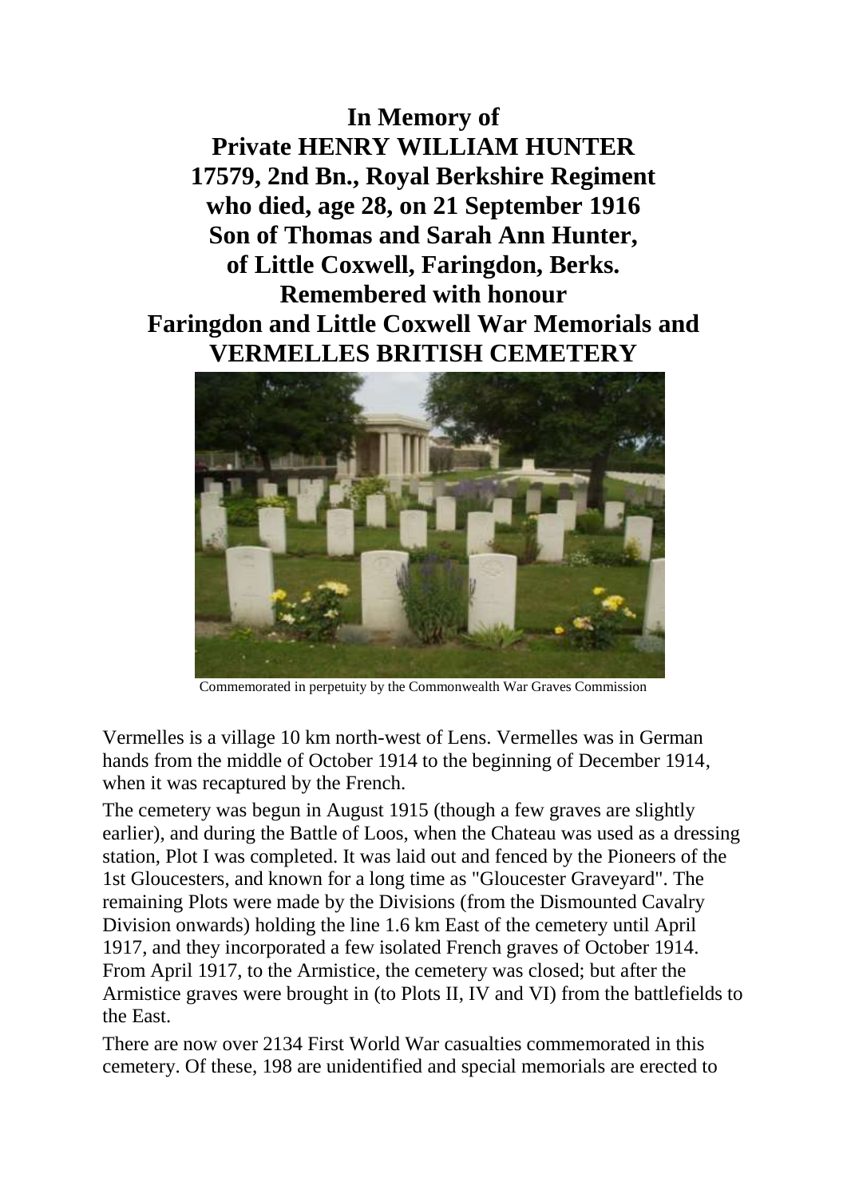**In Memory of**
**Private HENRY WILLIAM HUNTER**
**17579, 2nd Bn., Royal Berkshire Regiment**
**who died, age 28, on 21 September 1916**
**Son of Thomas and Sarah Ann Hunter,**
**of Little Coxwell, Faringdon, Berks.**
**Remembered with honour**
**Faringdon and Little Coxwell War Memorials and**
**VERMELLES BRITISH CEMETERY**

Commemorated in perpetuity by the Commonwealth War Graves Commission

Vermelles is a village 10 km north-west of Lens. Vermelles was in German hands from the middle of October 1914 to the beginning of December 1914, when it was recaptured by the French.

The cemetery was begun in August 1915 (though a few graves are slightly earlier), and during the Battle of Loos, when the Chateau was used as a dressing station, Plot I was completed. It was laid out and fenced by the Pioneers of the 1st Gloucesters, and known for a long time as "Gloucester Graveyard". The remaining Plots were made by the Divisions (from the Dismounted Cavalry Division onwards) holding the line 1.6 km East of the cemetery until April 1917, and they incorporated a few isolated French graves of October 1914. From April 1917, to the Armistice, the cemetery was closed; but after the Armistice graves were brought in (to Plots II, IV and VI) from the battlefields to the East.

There are now over 2134 First World War casualties commemorated in this cemetery. Of these, 198 are unidentified and special memorials are erected to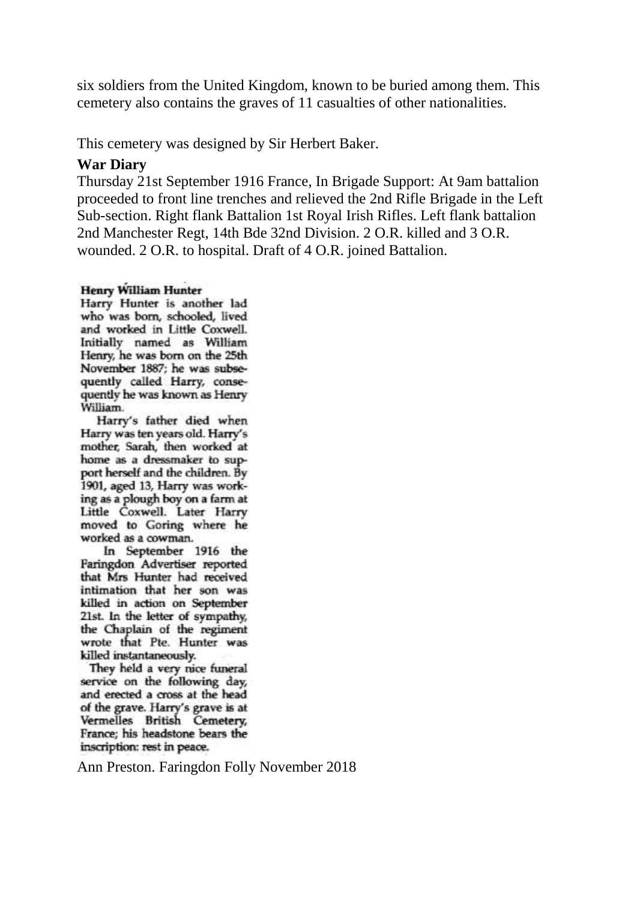six soldiers from the United Kingdom, known to be buried among them. This cemetery also contains the graves of 11 casualties of other nationalities.

This cemetery was designed by Sir Herbert Baker.

**War Diary**

Thursday 21st September 1916 France, In Brigade Support: At 9am battalion proceeded to front line trenches and relieved the 2nd Rifle Brigade in the Left Sub-section. Right flank Battalion 1st Royal Irish Rifles. Left flank battalion 2nd Manchester Regt, 14th Bde 32nd Division. 2 O.R. killed and 3 O.R. wounded. 2 O.R. to hospital. Draft of 4 O.R. joined Battalion.

**Henry William Hunter**

Harry Hunter is another lad who was born, schooled, lived and worked in Little Coxwell. Initially named as William Henry, he was born on the 25th November 1887; he was subsequently called Harry, consequently he was known as Henry William.

Harry's father died when Harry was ten years old. Harry's mother, Sarah, then worked at home as a dressmaker to support herself and the children. By 1901, aged 13, Harry was working as a plough boy on a farm at Little Coxwell. Later Harry moved to Goring where he worked as a cowman.

In September 1916 the Faringdon Advertiser reported that Mrs Hunter had received intimation that her son was killed in action on September 21st. In the letter of sympathy, the Chaplain of the regiment wrote that Pte. Hunter was killed instantaneously.

They held a very nice funeral service on the following day, and erected a cross at the head of the grave. Harry's grave is at Vermelles British Cemetery, France; his headstone bears the inscription: rest in peace.

Ann Preston. Faringdon Folly November 2018